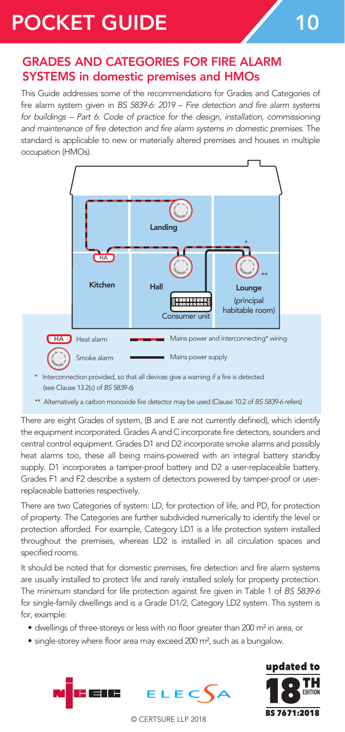# POCKET GUIDE 10

## GRADES AND CATEGORIES FOR FIRE ALARM SYSTEMS in domestic premises and HMOs

This Guide addresses some of the recommendations for Grades and Categories of fire alarm system given in *BS 5839-6: 2019 – Fire detection and fire alarm systems for buildings – Part 6: Code of practice for the design, installation, commissioning and maintenance of fire detection and fire alarm systems in domestic premises.* The standard is applicable to new or materially altered premises and houses in multiple occupation (HMOs).

Landing

Kitchen

Hall

Consumer unit

Lounge (principal habitable room)

HA Heat alarm

Smoke alarm

Mains power and interconnecting* wiring

Mains power supply

\* Interconnection provided, so that all devices give a warning if a fire is detected (see Clause 13.2(c) of *BS 5839-6*)

\*\* Alternatively a carbon monoxide fire detector may be used (Clause 10.2 of *BS 5839-6* refers)

There are eight Grades of system, (B and E are not currently defined), which identify the equipment incorporated. Grades A and C incorporate fire detectors, sounders and central control equipment. Grades D1 and D2 incorporate smoke alarms and possibly heat alarms too, these all being mains-powered with an integral battery standby supply. D1 incorporates a tamper-proof battery and D2 a user-replaceable battery. Grades F1 and F2 describe a system of detectors powered by tamper-proof or user-replaceable batteries respectively.

There are two Categories of system: LD, for protection of life, and PD, for protection of property. The Categories are further subdivided numerically to identify the level or protection afforded. For example, Category LD1 is a life protection system installed throughout the premises, whereas LD2 is installed in all circulation spaces and specified rooms.

It should be noted that for domestic premises, fire detection and fire alarm systems are usually installed to protect life and rarely installed solely for property protection. The minimum standard for life protection against fire given in Table 1 of *BS 5839-6* for single-family dwellings and is a Grade D1/2, Category LD2 system. This system is for, example:

- dwellings of three-storeys or less with no floor greater than 200 m² in area, or
- single-storey where floor area may exceed 200 m², such as a bungalow.

updated to 18TH EDITION BS 7671:2018

© CERTSURE LLP 2018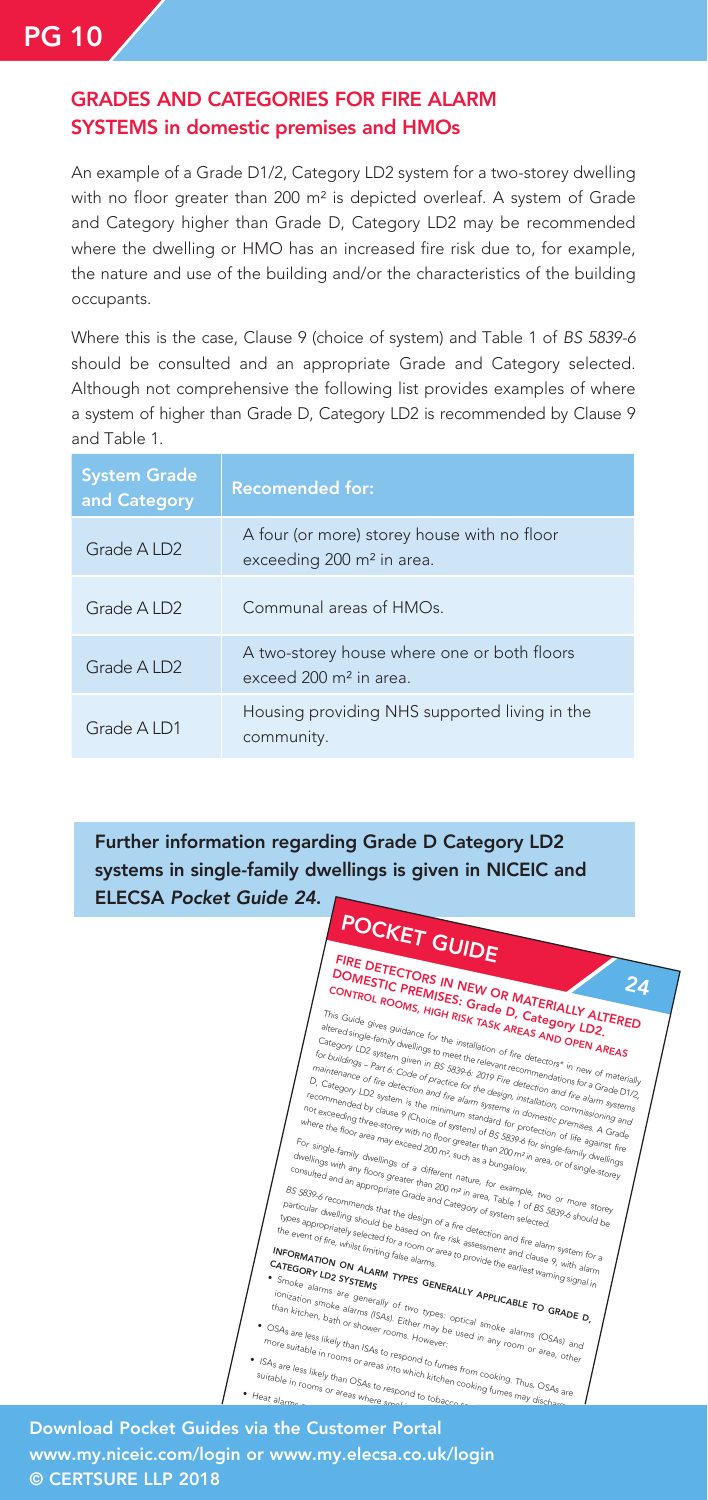## GRADES AND CATEGORIES FOR FIRE ALARM SYSTEMS in domestic premises and HMOs

An example of a Grade D1/2, Category LD2 system for a two-storey dwelling with no floor greater than 200 m² is depicted overleaf. A system of Grade and Category higher than Grade D, Category LD2 may be recommended where the dwelling or HMO has an increased fire risk due to, for example, the nature and use of the building and/or the characteristics of the building occupants.

Where this is the case, Clause 9 (choice of system) and Table 1 of *BS 5839-6* should be consulted and an appropriate Grade and Category selected. Although not comprehensive the following list provides examples of where a system of higher than Grade D, Category LD2 is recommended by Clause 9 and Table 1.

| System Grade and Category | Recomended for: |
|---|---|
| Grade A LD2 | A four (or more) storey house with no floor exceeding 200 m² in area. |
| Grade A LD2 | Communal areas of HMOs. |
| Grade A LD2 | A two-storey house where one or both floors exceed 200 m² in area. |
| Grade A LD1 | Housing providing NHS supported living in the community. |

**Further information regarding Grade D Category LD2 systems in single-family dwellings is given in NICEIC and ELECSA *Pocket Guide 24*.**

**POCKET GUIDE 24**

**FIRE DETECTORS IN NEW OR MATERIALLY ALTERED DOMESTIC PREMISES: Grade D, Category LD2. CONTROL ROOMS, HIGH RISK TASK AREAS AND OPEN AREAS**

Download Pocket Guides via the Customer Portal
www.my.niceic.com/login or www.my.elecsa.co.uk/login
© CERTSURE LLP 2018